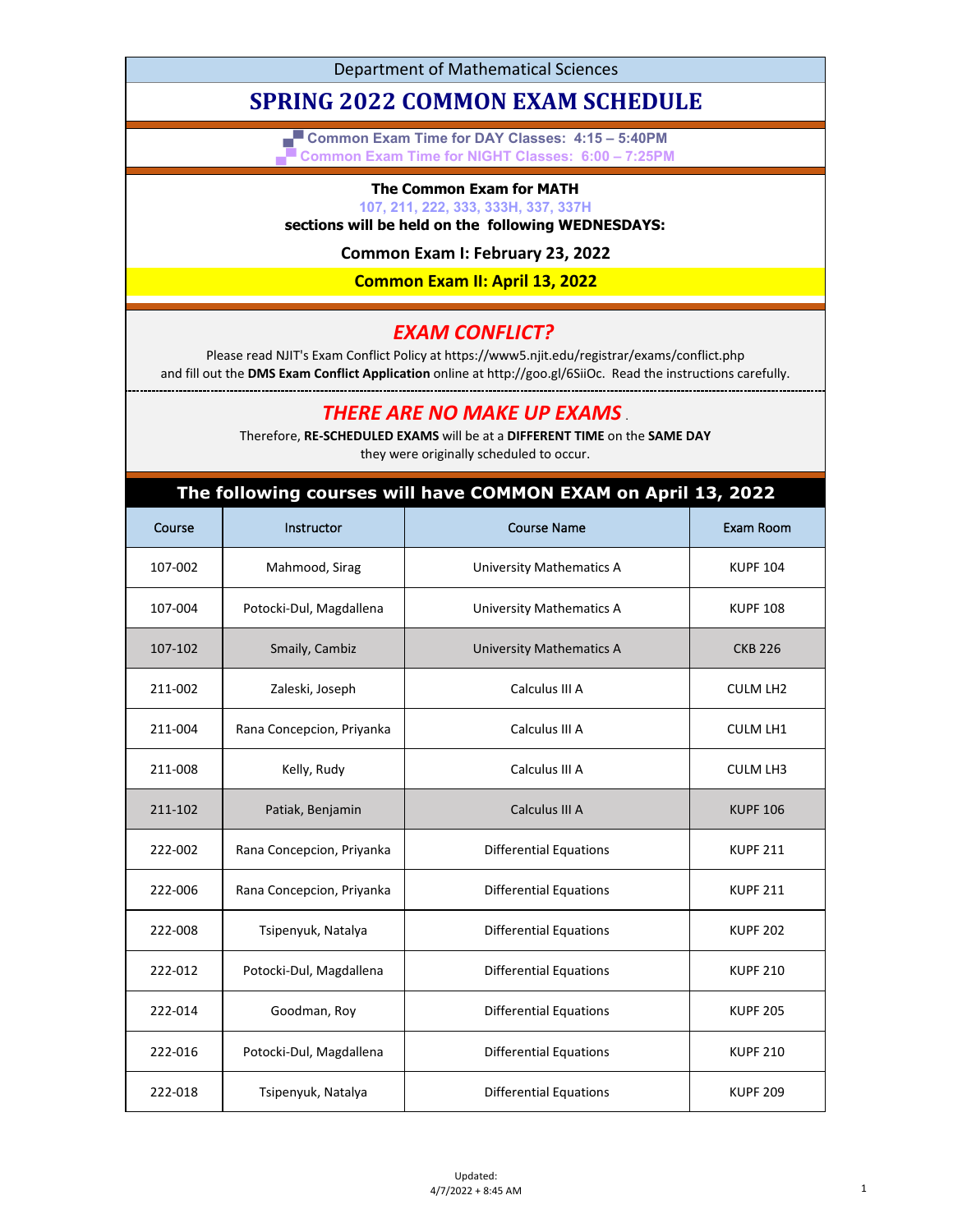Department of Mathematical Sciences

# SPRING 2022 COMMON EXAM SCHEDULE

**Common Exam Time for DAY Classes: 4:15 – 5:40PM**
**Common Exam Time for NIGHT Classes: 6:00 – 7:25PM**

**The Common Exam for MATH**
**107, 211, 222, 333, 333H, 337, 337H**
**sections will be held on the following WEDNESDAYS:**

**Common Exam I: February 23, 2022**

**Common Exam II: April 13, 2022**

## *EXAM CONFLICT?*

Please read NJIT's Exam Conflict Policy at https://www5.njit.edu/registrar/exams/conflict.php and fill out the **DMS Exam Conflict Application** online at http://goo.gl/6SiiOc. Read the instructions carefully.

## *THERE ARE NO MAKE UP EXAMS*.

Therefore, **RE-SCHEDULED EXAMS** will be at a **DIFFERENT TIME** on the **SAME DAY** they were originally scheduled to occur.

**The following courses will have COMMON EXAM on April 13, 2022**

| Course | Instructor | Course Name | Exam Room |
|---|---|---|---|
| 107-002 | Mahmood, Sirag | University Mathematics A | KUPF 104 |
| 107-004 | Potocki-Dul, Magdallena | University Mathematics A | KUPF 108 |
| 107-102 | Smaily, Cambiz | University Mathematics A | CKB 226 |
| 211-002 | Zaleski, Joseph | Calculus III A | CULM LH2 |
| 211-004 | Rana Concepcion, Priyanka | Calculus III A | CULM LH1 |
| 211-008 | Kelly, Rudy | Calculus III A | CULM LH3 |
| 211-102 | Patiak, Benjamin | Calculus III A | KUPF 106 |
| 222-002 | Rana Concepcion, Priyanka | Differential Equations | KUPF 211 |
| 222-006 | Rana Concepcion, Priyanka | Differential Equations | KUPF 211 |
| 222-008 | Tsipenyuk, Natalya | Differential Equations | KUPF 202 |
| 222-012 | Potocki-Dul, Magdallena | Differential Equations | KUPF 210 |
| 222-014 | Goodman, Roy | Differential Equations | KUPF 205 |
| 222-016 | Potocki-Dul, Magdallena | Differential Equations | KUPF 210 |
| 222-018 | Tsipenyuk, Natalya | Differential Equations | KUPF 209 |

Updated:
4/7/2022 + 8:45 AM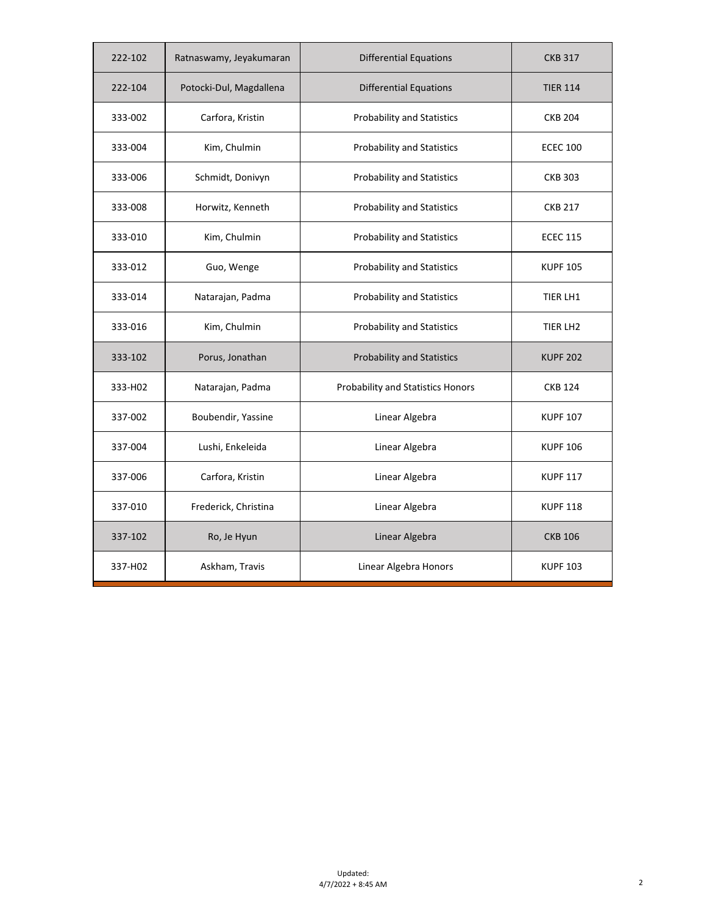| | | | |
|---|---|---|---|
| 222-102 | Ratnaswamy, Jeyakumaran | Differential Equations | CKB 317 |
| 222-104 | Potocki-Dul, Magdallena | Differential Equations | TIER 114 |
| 333-002 | Carfora, Kristin | Probability and Statistics | CKB 204 |
| 333-004 | Kim, Chulmin | Probability and Statistics | ECEC 100 |
| 333-006 | Schmidt, Donivyn | Probability and Statistics | CKB 303 |
| 333-008 | Horwitz, Kenneth | Probability and Statistics | CKB 217 |
| 333-010 | Kim, Chulmin | Probability and Statistics | ECEC 115 |
| 333-012 | Guo, Wenge | Probability and Statistics | KUPF 105 |
| 333-014 | Natarajan, Padma | Probability and Statistics | TIER LH1 |
| 333-016 | Kim, Chulmin | Probability and Statistics | TIER LH2 |
| 333-102 | Porus, Jonathan | Probability and Statistics | KUPF 202 |
| 333-H02 | Natarajan, Padma | Probability and Statistics Honors | CKB 124 |
| 337-002 | Boubendir, Yassine | Linear Algebra | KUPF 107 |
| 337-004 | Lushi, Enkeleida | Linear Algebra | KUPF 106 |
| 337-006 | Carfora, Kristin | Linear Algebra | KUPF 117 |
| 337-010 | Frederick, Christina | Linear Algebra | KUPF 118 |
| 337-102 | Ro, Je Hyun | Linear Algebra | CKB 106 |
| 337-H02 | Askham, Travis | Linear Algebra Honors | KUPF 103 |

Updated:
4/7/2022 + 8:45 AM